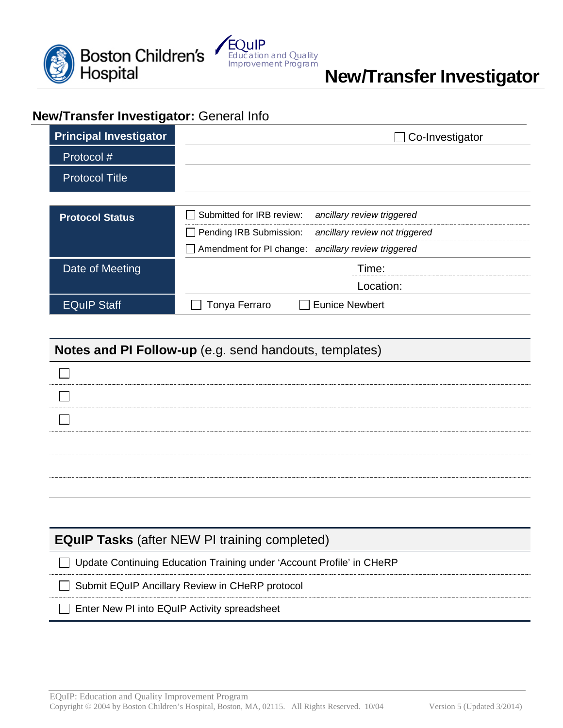Boston Children's Hospital

EQuIP Education and Quality Improvement Program

# New/Transfer Investigator

## New/Transfer Investigator: General Info

| **Principal Investigator** | ☐ Co-Investigator |
|---|---|
| Protocol # | |
| Protocol Title | |

| **Protocol Status** | |
|---|---|
| | ☐ Submitted for IRB review: *ancillary review triggered* |
| | ☐ Pending IRB Submission: *ancillary review not triggered* |
| | ☐ Amendment for PI change: *ancillary review triggered* |
| Date of Meeting | Time: |
| | Location: |
| EQuIP Staff | ☐ Tonya Ferraro ☐ Eunice Newbert |

## Notes and PI Follow-up (e.g. send handouts, templates)

- ☐
- ☐
- ☐

## EQuIP Tasks (after NEW PI training completed)

- ☐ Update Continuing Education Training under 'Account Profile' in CHeRP
- ☐ Submit EQuIP Ancillary Review in CHeRP protocol
- ☐ Enter New PI into EQuIP Activity spreadsheet

EQuIP: Education and Quality Improvement Program
Copyright © 2004 by Boston Children's Hospital, Boston, MA, 02115. All Rights Reserved. 10/04 Version 5 (Updated 3/2014)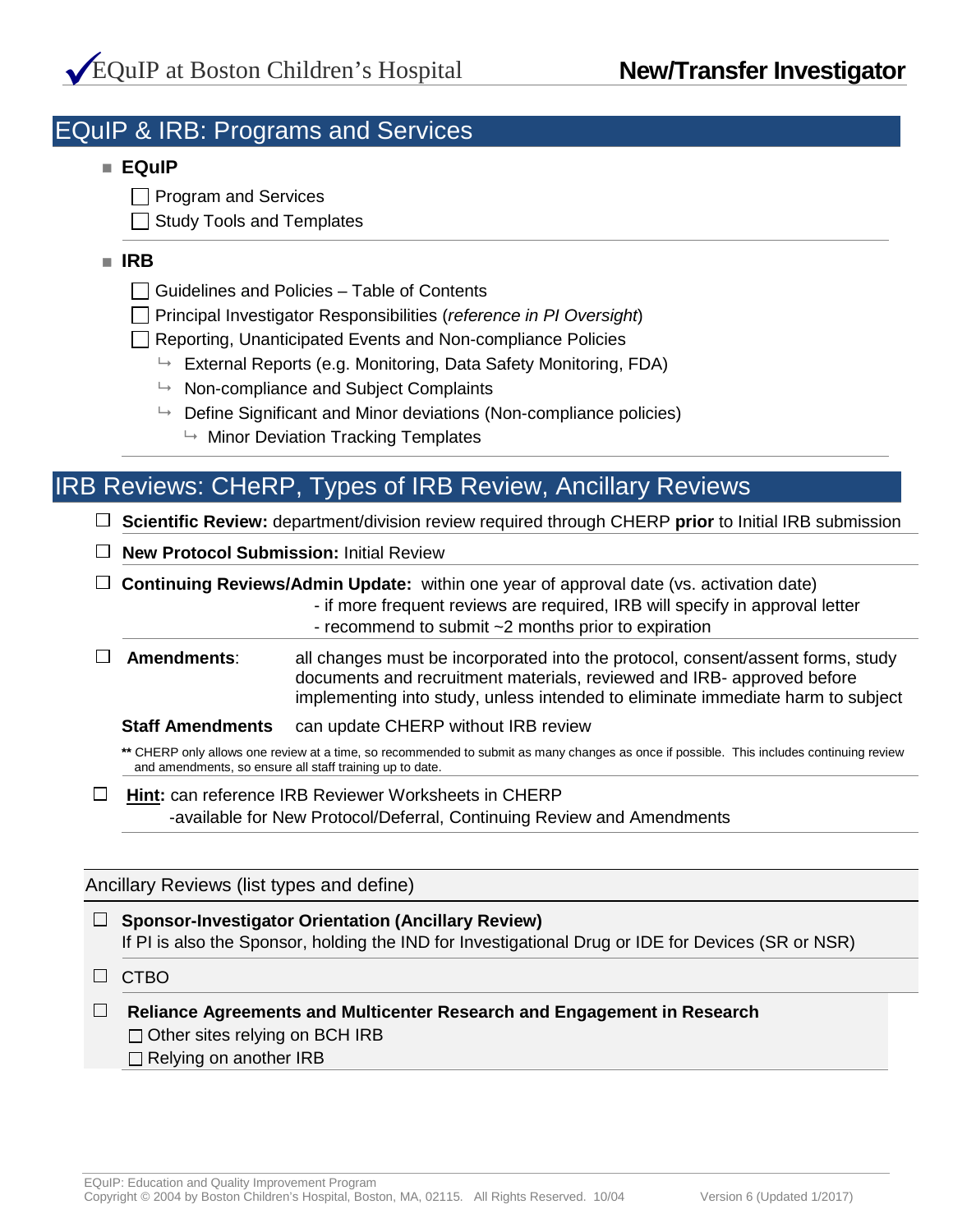## EQuIP & IRB: Programs and Services

- **EQuIP**
  - [ ] Program and Services
  - [ ] Study Tools and Templates

- **IRB**
  - [ ] Guidelines and Policies – Table of Contents
  - [ ] Principal Investigator Responsibilities (*reference in PI Oversight*)
  - [ ] Reporting, Unanticipated Events and Non-compliance Policies
    - ↳ External Reports (e.g. Monitoring, Data Safety Monitoring, FDA)
    - ↳ Non-compliance and Subject Complaints
    - ↳ Define Significant and Minor deviations (Non-compliance policies)
      - ↳ Minor Deviation Tracking Templates

## IRB Reviews: CHeRP, Types of IRB Review, Ancillary Reviews

- [ ] **Scientific Review:** department/division review required through CHERP **prior** to Initial IRB submission
- [ ] **New Protocol Submission:** Initial Review
- [ ] **Continuing Reviews/Admin Update:** within one year of approval date (vs. activation date)
  - if more frequent reviews are required, IRB will specify in approval letter
  - recommend to submit ~2 months prior to expiration
- [ ] **Amendments**: all changes must be incorporated into the protocol, consent/assent forms, study documents and recruitment materials, reviewed and IRB- approved before implementing into study, unless intended to eliminate immediate harm to subject

  **Staff Amendments** can update CHERP without IRB review

  ** CHERP only allows one review at a time, so recommended to submit as many changes as once if possible. This includes continuing review and amendments, so ensure all staff training up to date.

- [ ] **Hint:** can reference IRB Reviewer Worksheets in CHERP
  -available for New Protocol/Deferral, Continuing Review and Amendments

### Ancillary Reviews (list types and define)

- [ ] **Sponsor-Investigator Orientation (Ancillary Review)**
  If PI is also the Sponsor, holding the IND for Investigational Drug or IDE for Devices (SR or NSR)
- [ ] CTBO
- [ ] **Reliance Agreements and Multicenter Research and Engagement in Research**
  - [ ] Other sites relying on BCH IRB
  - [ ] Relying on another IRB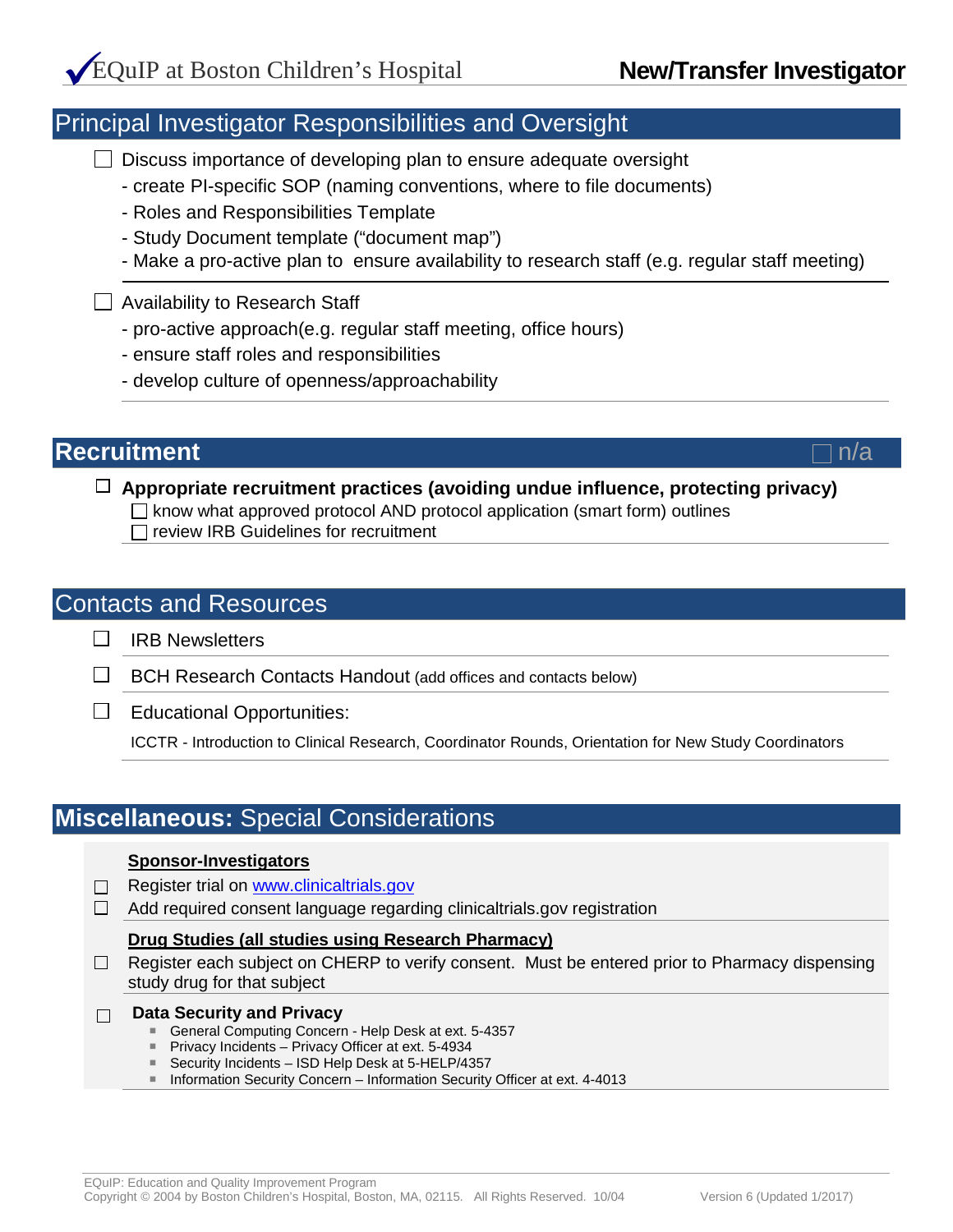## Principal Investigator Responsibilities and Oversight

- ☐ Discuss importance of developing plan to ensure adequate oversight
  - create PI-specific SOP (naming conventions, where to file documents)
  - Roles and Responsibilities Template
  - Study Document template (“document map”)
  - Make a pro-active plan to ensure availability to research staff (e.g. regular staff meeting)

- ☐ Availability to Research Staff
  - pro-active approach(e.g. regular staff meeting, office hours)
  - ensure staff roles and responsibilities
  - develop culture of openness/approachability

## Recruitment ☐ n/a

- ☐ **Appropriate recruitment practices (avoiding undue influence, protecting privacy)**
  - ☐ know what approved protocol AND protocol application (smart form) outlines
  - ☐ review IRB Guidelines for recruitment

## Contacts and Resources

- ☐ IRB Newsletters
- ☐ BCH Research Contacts Handout (add offices and contacts below)
- ☐ Educational Opportunities:

  ICCTR - Introduction to Clinical Research, Coordinator Rounds, Orientation for New Study Coordinators

## **Miscellaneous:** Special Considerations

**Sponsor-Investigators**

- ☐ Register trial on [www.clinicaltrials.gov](http://www.clinicaltrials.gov)
- ☐ Add required consent language regarding clinicaltrials.gov registration

**Drug Studies (all studies using Research Pharmacy)**

- ☐ Register each subject on CHERP to verify consent. Must be entered prior to Pharmacy dispensing study drug for that subject

- ☐ **Data Security and Privacy**
  - General Computing Concern - Help Desk at ext. 5-4357
  - Privacy Incidents – Privacy Officer at ext. 5-4934
  - Security Incidents – ISD Help Desk at 5-HELP/4357
  - Information Security Concern – Information Security Officer at ext. 4-4013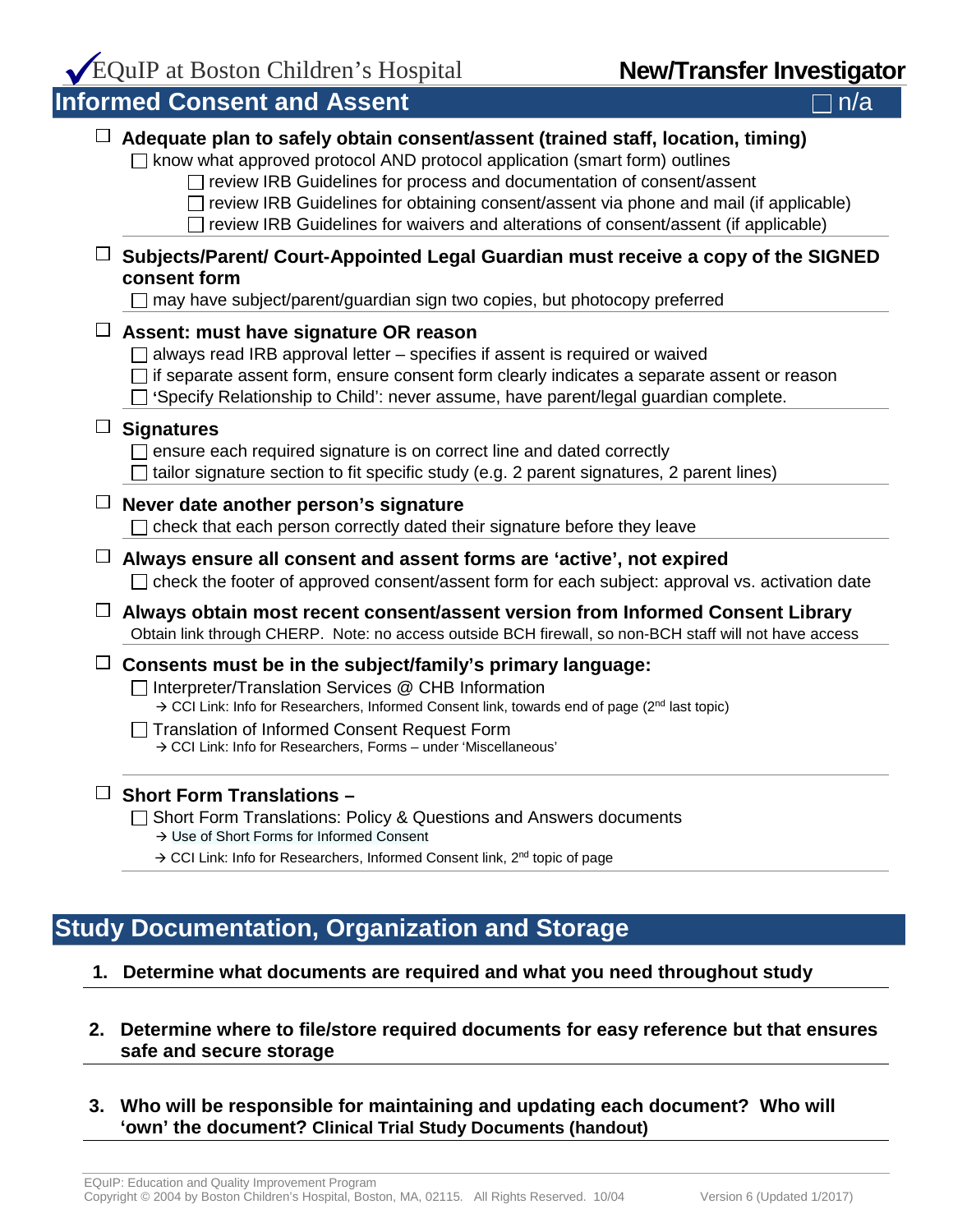## Informed Consent and Assent

☐ n/a

- ☐ **Adequate plan to safely obtain consent/assent (trained staff, location, timing)**
  - ☐ know what approved protocol AND protocol application (smart form) outlines
    - ☐ review IRB Guidelines for process and documentation of consent/assent
    - ☐ review IRB Guidelines for obtaining consent/assent via phone and mail (if applicable)
    - ☐ review IRB Guidelines for waivers and alterations of consent/assent (if applicable)
- ☐ **Subjects/Parent/ Court-Appointed Legal Guardian must receive a copy of the SIGNED consent form**
  - ☐ may have subject/parent/guardian sign two copies, but photocopy preferred
- ☐ **Assent: must have signature OR reason**
  - ☐ always read IRB approval letter – specifies if assent is required or waived
  - ☐ if separate assent form, ensure consent form clearly indicates a separate assent or reason
  - ☐ 'Specify Relationship to Child': never assume, have parent/legal guardian complete.
- ☐ **Signatures**
  - ☐ ensure each required signature is on correct line and dated correctly
  - ☐ tailor signature section to fit specific study (e.g. 2 parent signatures, 2 parent lines)
- ☐ **Never date another person's signature**
  - ☐ check that each person correctly dated their signature before they leave
- ☐ **Always ensure all consent and assent forms are 'active', not expired**
  - ☐ check the footer of approved consent/assent form for each subject: approval vs. activation date
- ☐ **Always obtain most recent consent/assent version from Informed Consent Library**
  - Obtain link through CHERP. Note: no access outside BCH firewall, so non-BCH staff will not have access
- ☐ **Consents must be in the subject/family's primary language:**
  - ☐ Interpreter/Translation Services @ CHB Information
    - → CCI Link: Info for Researchers, Informed Consent link, towards end of page (2nd last topic)
  - ☐ Translation of Informed Consent Request Form
    - → CCI Link: Info for Researchers, Forms – under 'Miscellaneous'
- ☐ **Short Form Translations –**
  - ☐ Short Form Translations: Policy & Questions and Answers documents
    - → Use of Short Forms for Informed Consent
    - → CCI Link: Info for Researchers, Informed Consent link, 2nd topic of page

## Study Documentation, Organization and Storage

1. **Determine what documents are required and what you need throughout study**
2. **Determine where to file/store required documents for easy reference but that ensures safe and secure storage**
3. **Who will be responsible for maintaining and updating each document? Who will 'own' the document? Clinical Trial Study Documents (handout)**